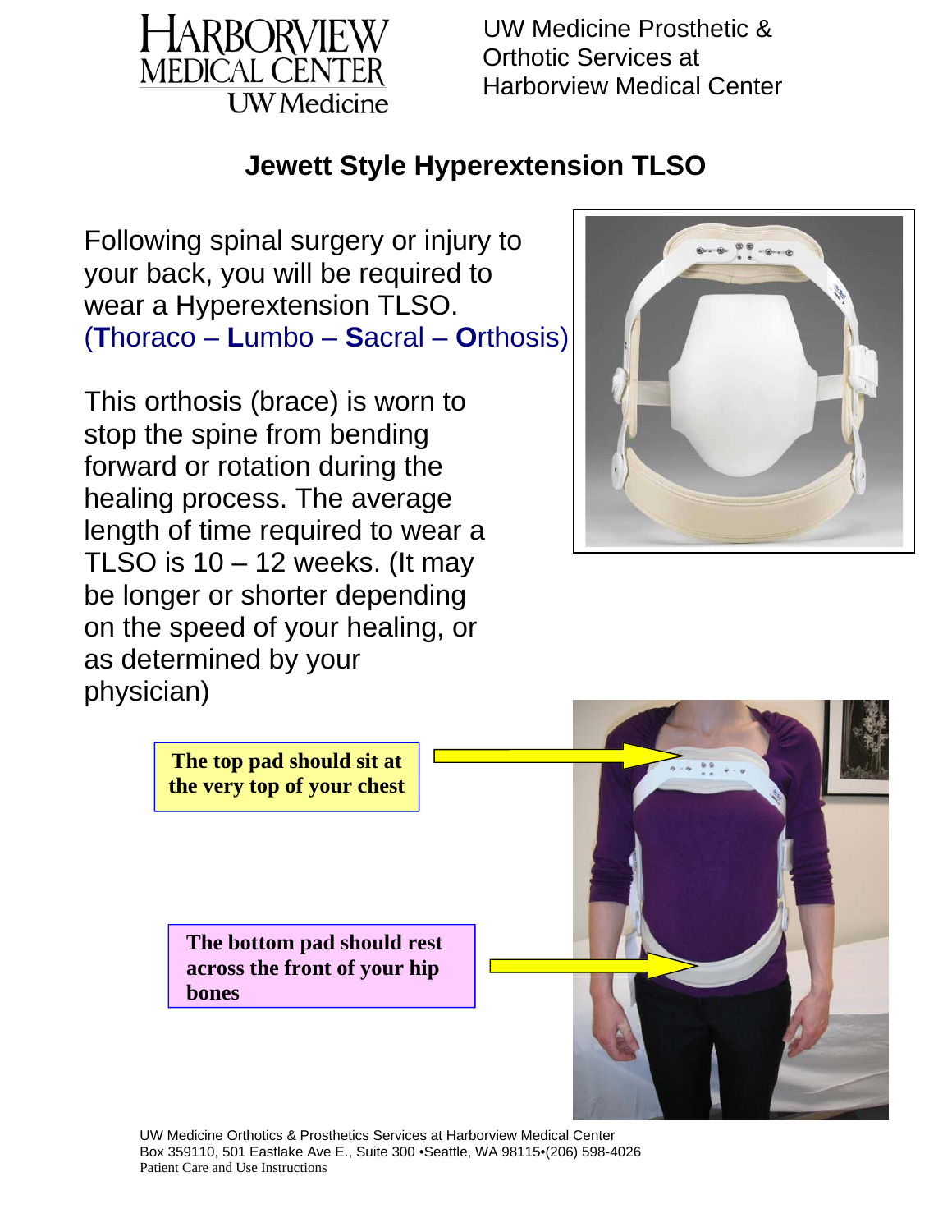Harborview Medical Center
UW Medicine

UW Medicine Prosthetic & Orthotic Services at Harborview Medical Center

# Jewett Style Hyperextension TLSO

Following spinal surgery or injury to your back, you will be required to wear a Hyperextension TLSO. (**T**horaco – **L**umbo – **S**acral – **O**rthosis)

This orthosis (brace) is worn to stop the spine from bending forward or rotation during the healing process. The average length of time required to wear a TLSO is 10 – 12 weeks. (It may be longer or shorter depending on the speed of your healing, or as determined by your physician)

**The top pad should sit at the very top of your chest**

**The bottom pad should rest across the front of your hip bones**

UW Medicine Orthotics & Prosthetics Services at Harborview Medical Center
Box 359110, 501 Eastlake Ave E., Suite 300 •Seattle, WA 98115•(206) 598-4026
Patient Care and Use Instructions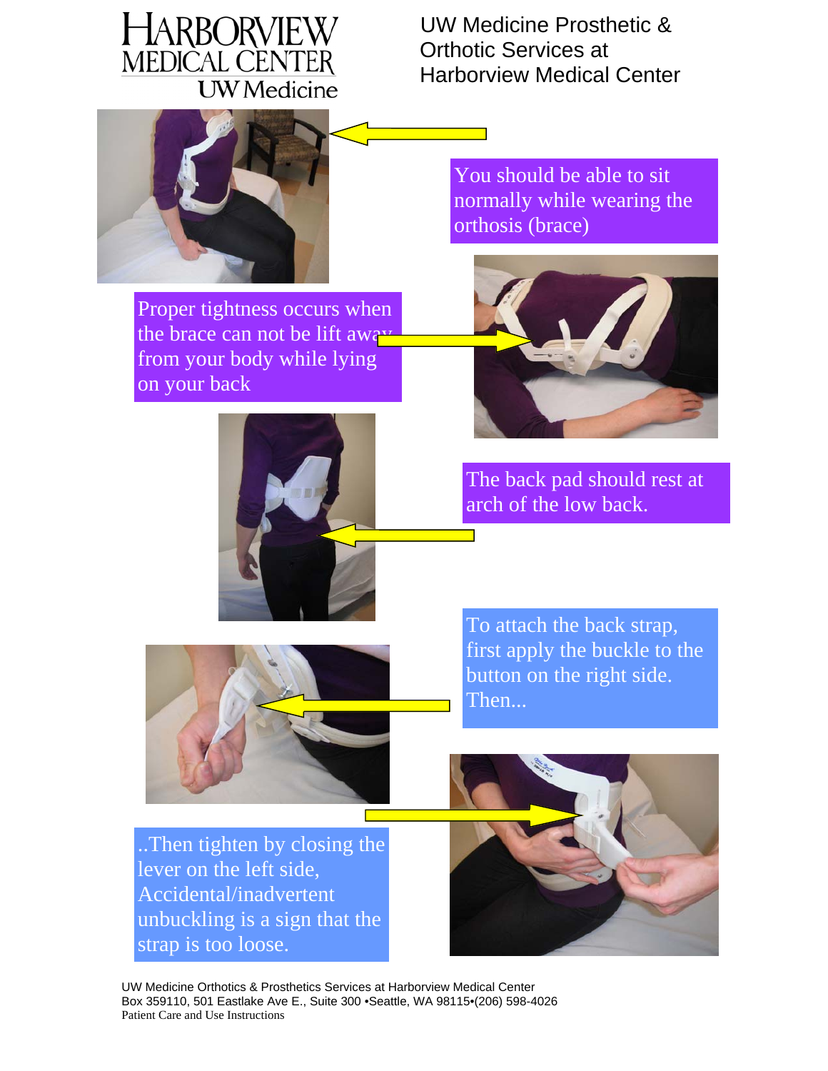# HARBORVIEW MEDICAL CENTER
UW Medicine

UW Medicine Prosthetic & Orthotic Services at Harborview Medical Center

You should be able to sit normally while wearing the orthosis (brace)

Proper tightness occurs when the brace can not be lift away from your body while lying on your back

The back pad should rest at arch of the low back.

To attach the back strap, first apply the buckle to the button on the right side. Then...

..Then tighten by closing the lever on the left side, Accidental/inadvertent unbuckling is a sign that the strap is too loose.

UW Medicine Orthotics & Prosthetics Services at Harborview Medical Center
Box 359110, 501 Eastlake Ave E., Suite 300 •Seattle, WA 98115•(206) 598-4026
Patient Care and Use Instructions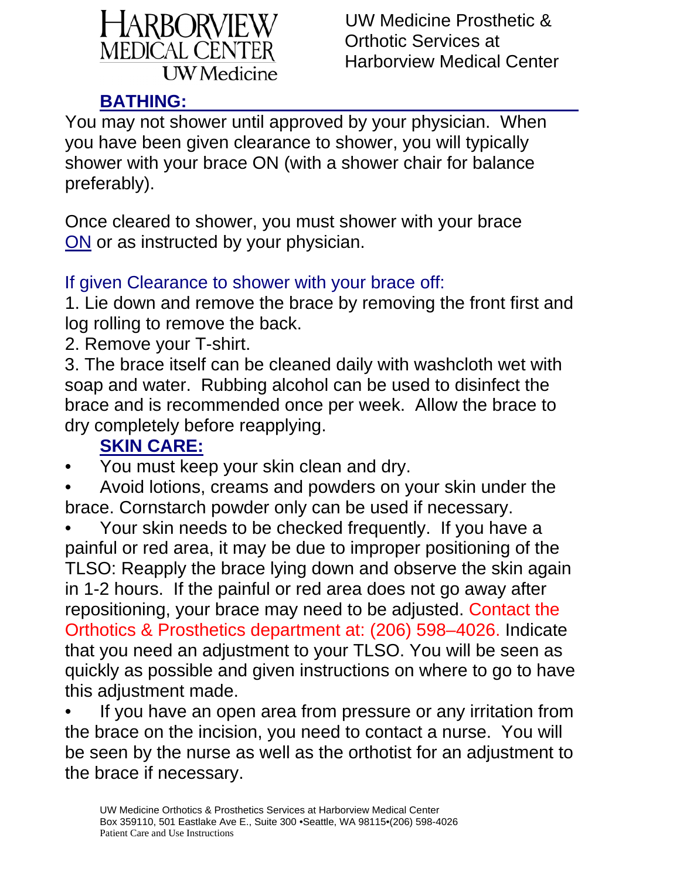## BATHING:

You may not shower until approved by your physician. When you have been given clearance to shower, you will typically shower with your brace ON (with a shower chair for balance preferably).

Once cleared to shower, you must shower with your brace ON or as instructed by your physician.

If given Clearance to shower with your brace off:

1. Lie down and remove the brace by removing the front first and log rolling to remove the back.
2. Remove your T-shirt.
3. The brace itself can be cleaned daily with washcloth wet with soap and water. Rubbing alcohol can be used to disinfect the brace and is recommended once per week. Allow the brace to dry completely before reapplying.

## SKIN CARE:

- You must keep your skin clean and dry.
- Avoid lotions, creams and powders on your skin under the brace. Cornstarch powder only can be used if necessary.
- Your skin needs to be checked frequently. If you have a painful or red area, it may be due to improper positioning of the TLSO: Reapply the brace lying down and observe the skin again in 1-2 hours. If the painful or red area does not go away after repositioning, your brace may need to be adjusted. Contact the Orthotics & Prosthetics department at: (206) 598–4026. Indicate that you need an adjustment to your TLSO. You will be seen as quickly as possible and given instructions on where to go to have this adjustment made.
- If you have an open area from pressure or any irritation from the brace on the incision, you need to contact a nurse. You will be seen by the nurse as well as the orthotist for an adjustment to the brace if necessary.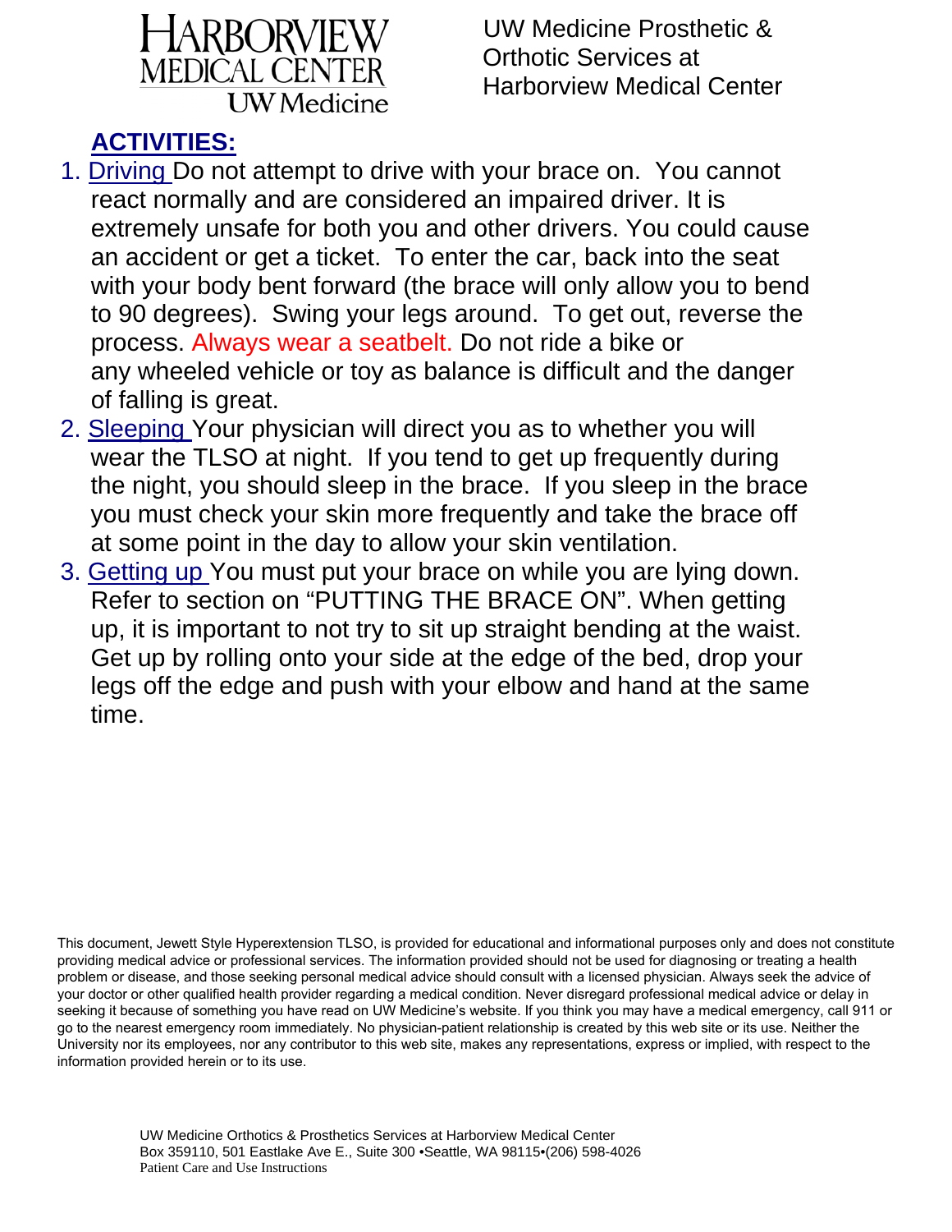## ACTIVITIES:

1. Driving Do not attempt to drive with your brace on. You cannot react normally and are considered an impaired driver. It is extremely unsafe for both you and other drivers. You could cause an accident or get a ticket. To enter the car, back into the seat with your body bent forward (the brace will only allow you to bend to 90 degrees). Swing your legs around. To get out, reverse the process. Always wear a seatbelt. Do not ride a bike or any wheeled vehicle or toy as balance is difficult and the danger of falling is great.
2. Sleeping Your physician will direct you as to whether you will wear the TLSO at night. If you tend to get up frequently during the night, you should sleep in the brace. If you sleep in the brace you must check your skin more frequently and take the brace off at some point in the day to allow your skin ventilation.
3. Getting up You must put your brace on while you are lying down. Refer to section on "PUTTING THE BRACE ON". When getting up, it is important to not try to sit up straight bending at the waist. Get up by rolling onto your side at the edge of the bed, drop your legs off the edge and push with your elbow and hand at the same time.

This document, Jewett Style Hyperextension TLSO, is provided for educational and informational purposes only and does not constitute providing medical advice or professional services. The information provided should not be used for diagnosing or treating a health problem or disease, and those seeking personal medical advice should consult with a licensed physician. Always seek the advice of your doctor or other qualified health provider regarding a medical condition. Never disregard professional medical advice or delay in seeking it because of something you have read on UW Medicine's website. If you think you may have a medical emergency, call 911 or go to the nearest emergency room immediately. No physician-patient relationship is created by this web site or its use. Neither the University nor its employees, nor any contributor to this web site, makes any representations, express or implied, with respect to the information provided herein or to its use.